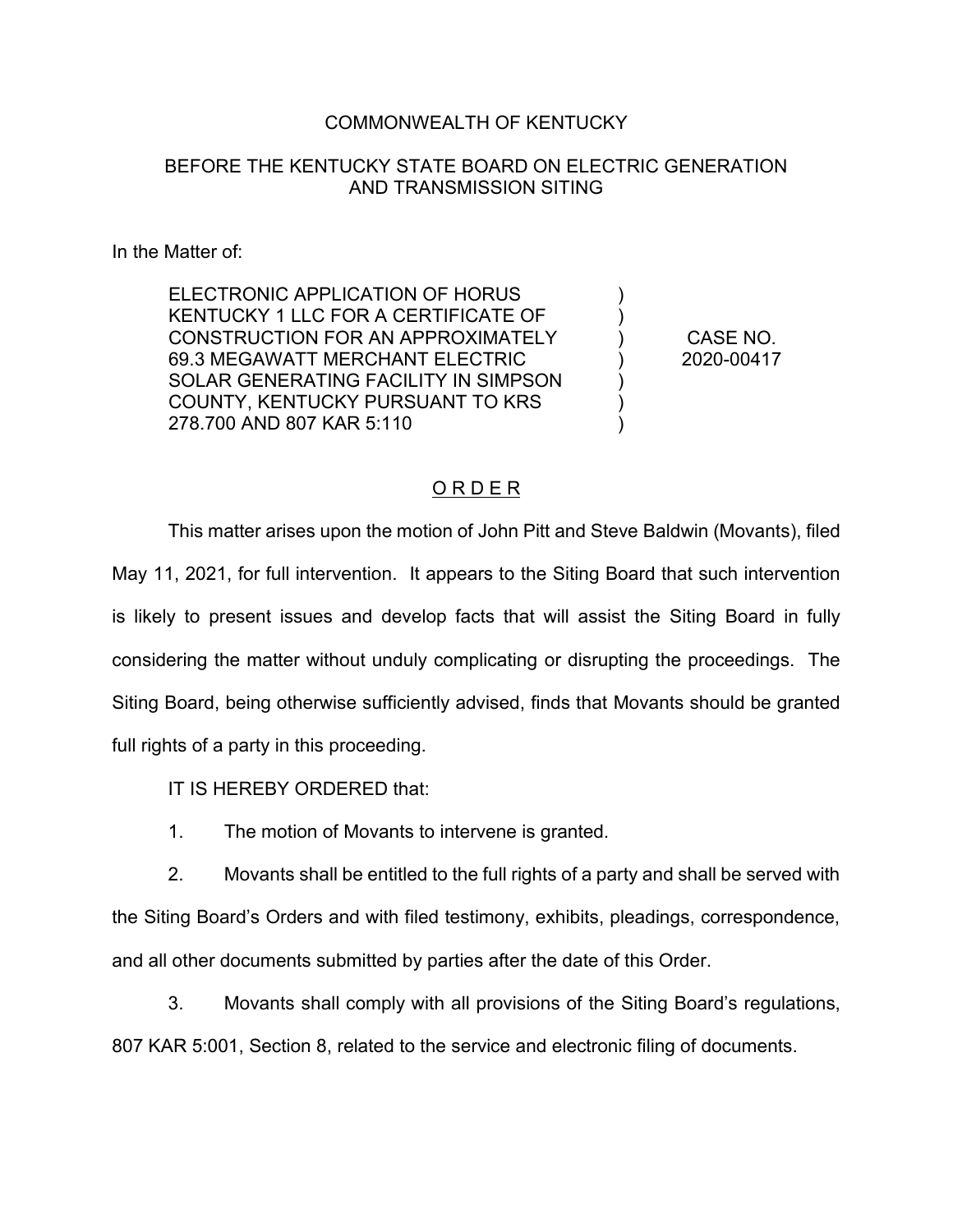COMMONWEALTH OF KENTUCKY

BEFORE THE KENTUCKY STATE BOARD ON ELECTRIC GENERATION AND TRANSMISSION SITING

In the Matter of:

| | | |
|---|---|---|
| ELECTRONIC APPLICATION OF HORUS KENTUCKY 1 LLC FOR A CERTIFICATE OF CONSTRUCTION FOR AN APPROXIMATELY 69.3 MEGAWATT MERCHANT ELECTRIC SOLAR GENERATING FACILITY IN SIMPSON COUNTY, KENTUCKY PURSUANT TO KRS 278.700 AND 807 KAR 5:110 | ) | CASE NO. 2020-00417 |

## ORDER

This matter arises upon the motion of John Pitt and Steve Baldwin (Movants), filed May 11, 2021, for full intervention. It appears to the Siting Board that such intervention is likely to present issues and develop facts that will assist the Siting Board in fully considering the matter without unduly complicating or disrupting the proceedings. The Siting Board, being otherwise sufficiently advised, finds that Movants should be granted full rights of a party in this proceeding.

IT IS HEREBY ORDERED that:

1. The motion of Movants to intervene is granted.

2. Movants shall be entitled to the full rights of a party and shall be served with the Siting Board's Orders and with filed testimony, exhibits, pleadings, correspondence, and all other documents submitted by parties after the date of this Order.

3. Movants shall comply with all provisions of the Siting Board's regulations, 807 KAR 5:001, Section 8, related to the service and electronic filing of documents.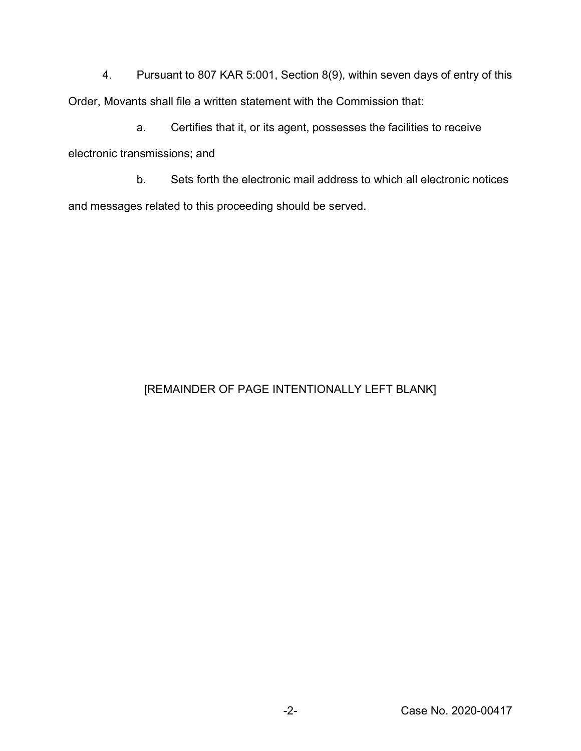4. Pursuant to 807 KAR 5:001, Section 8(9), within seven days of entry of this Order, Movants shall file a written statement with the Commission that:

a. Certifies that it, or its agent, possesses the facilities to receive electronic transmissions; and

b. Sets forth the electronic mail address to which all electronic notices and messages related to this proceeding should be served.

[REMAINDER OF PAGE INTENTIONALLY LEFT BLANK]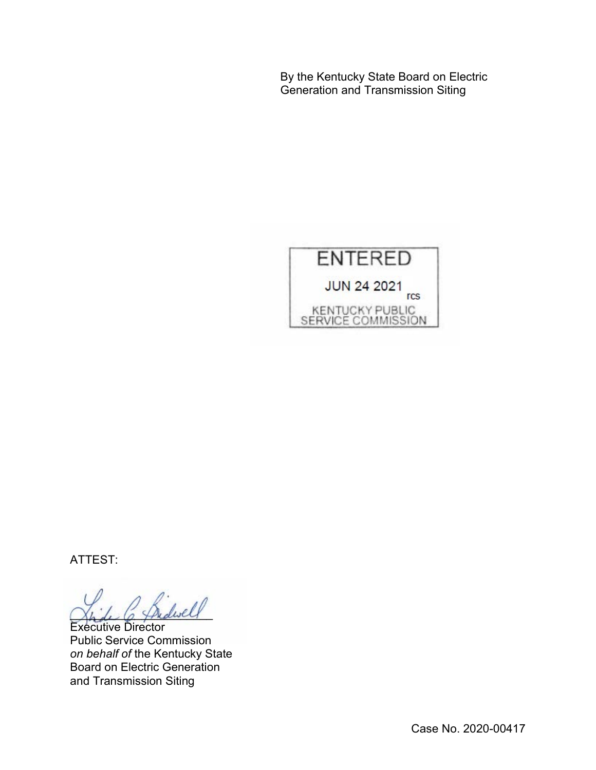By the Kentucky State Board on Electric Generation and Transmission Siting

ENTERED

JUN 24 2021

rcs

KENTUCKY PUBLIC SERVICE COMMISSION

ATTEST:

Executive Director
Public Service Commission
*on behalf of* the Kentucky State Board on Electric Generation and Transmission Siting

Case No. 2020-00417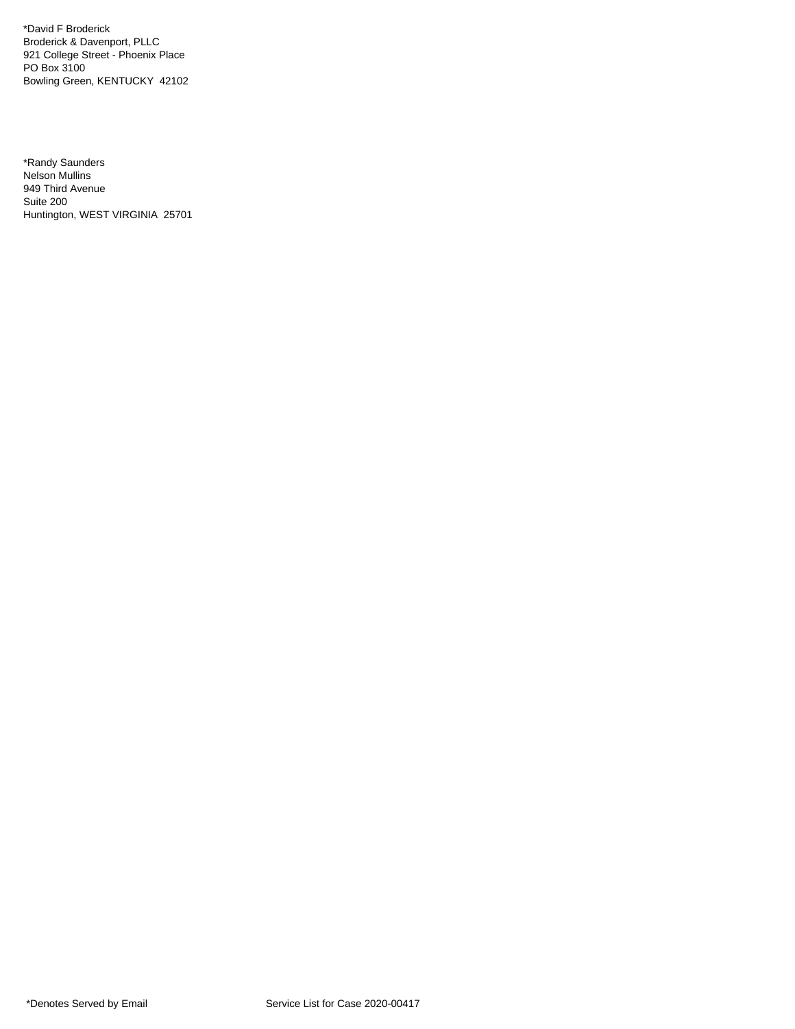*David F Broderick
Broderick & Davenport, PLLC
921 College Street - Phoenix Place
PO Box 3100
Bowling Green, KENTUCKY  42102

*Randy Saunders
Nelson Mullins
949 Third Avenue
Suite 200
Huntington, WEST VIRGINIA  25701

*Denotes Served by Email

Service List for Case 2020-00417